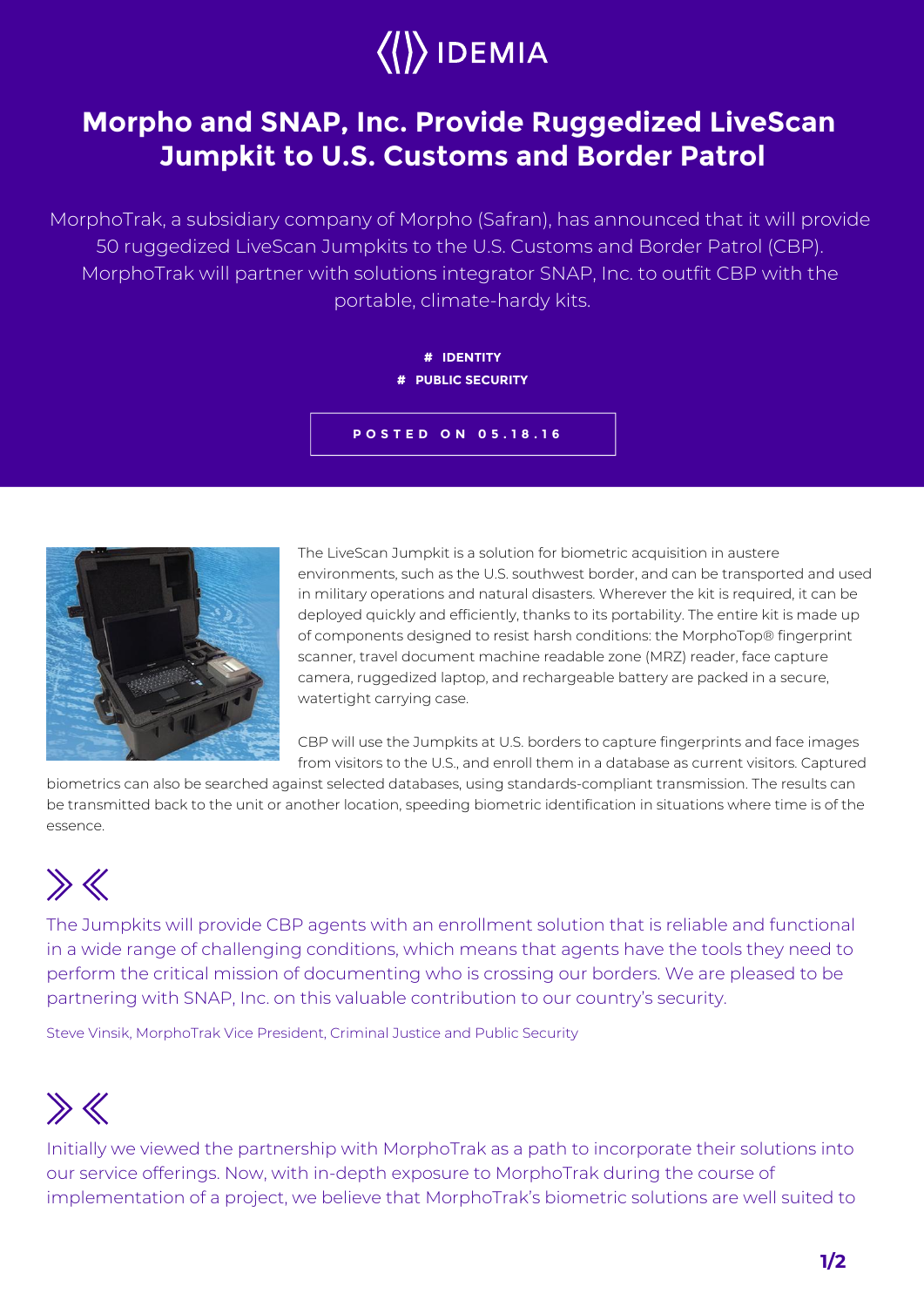IDEMIA

# Morpho and SNAP, Inc. Provide Ruggedized LiveScan Jumpkit to U.S. Customs and Border Patrol

MorphoTrak, a subsidiary company of Morpho (Safran), has announced that it will provide 50 ruggedized LiveScan Jumpkits to the U.S. Customs and Border Patrol (CBP). MorphoTrak will partner with solutions integrator SNAP, Inc. to outfit CBP with the portable, climate-hardy kits.

**# IDENTITY**
**# PUBLIC SECURITY**

**POSTED ON 05.18.16**

The LiveScan Jumpkit is a solution for biometric acquisition in austere environments, such as the U.S. southwest border, and can be transported and used in military operations and natural disasters. Wherever the kit is required, it can be deployed quickly and efficiently, thanks to its portability. The entire kit is made up of components designed to resist harsh conditions: the MorphoTop® fingerprint scanner, travel document machine readable zone (MRZ) reader, face capture camera, ruggedized laptop, and rechargeable battery are packed in a secure, watertight carrying case.

CBP will use the Jumpkits at U.S. borders to capture fingerprints and face images from visitors to the U.S., and enroll them in a database as current visitors. Captured biometrics can also be searched against selected databases, using standards-compliant transmission. The results can be transmitted back to the unit or another location, speeding biometric identification in situations where time is of the essence.

> The Jumpkits will provide CBP agents with an enrollment solution that is reliable and functional in a wide range of challenging conditions, which means that agents have the tools they need to perform the critical mission of documenting who is crossing our borders. We are pleased to be partnering with SNAP, Inc. on this valuable contribution to our country's security.
>
> Steve Vinsik, MorphoTrak Vice President, Criminal Justice and Public Security

> Initially we viewed the partnership with MorphoTrak as a path to incorporate their solutions into our service offerings. Now, with in-depth exposure to MorphoTrak during the course of implementation of a project, we believe that MorphoTrak's biometric solutions are well suited to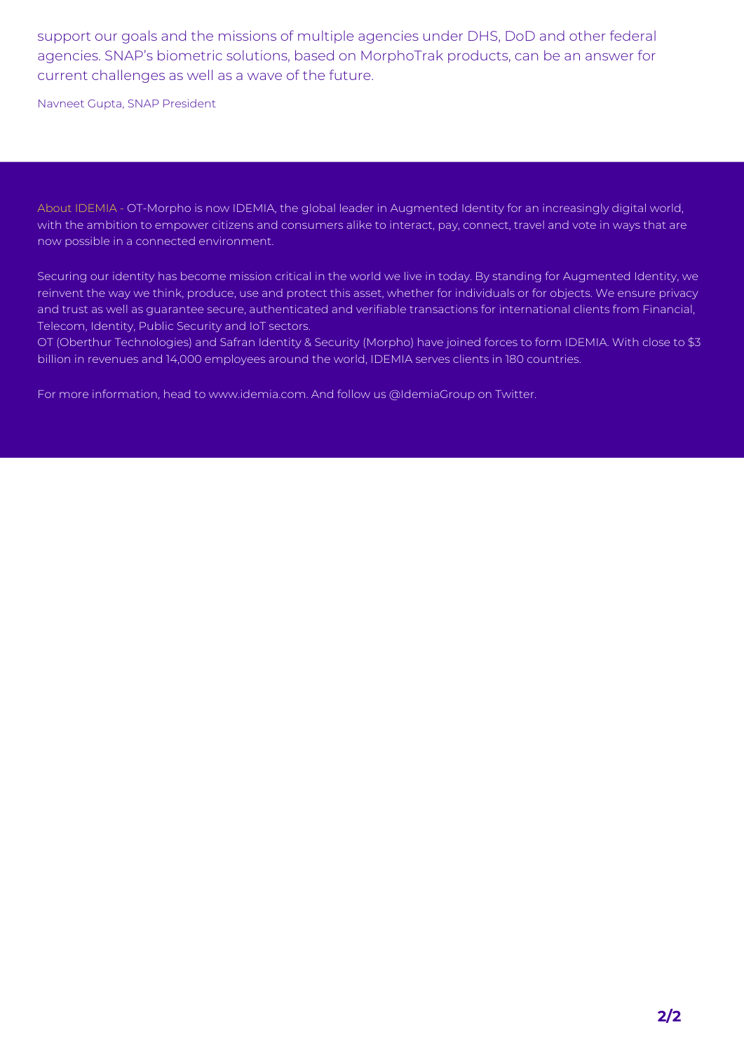support our goals and the missions of multiple agencies under DHS, DoD and other federal agencies. SNAP's biometric solutions, based on MorphoTrak products, can be an answer for current challenges as well as a wave of the future.

Navneet Gupta, SNAP President

About IDEMIA - OT-Morpho is now IDEMIA, the global leader in Augmented Identity for an increasingly digital world, with the ambition to empower citizens and consumers alike to interact, pay, connect, travel and vote in ways that are now possible in a connected environment.

Securing our identity has become mission critical in the world we live in today. By standing for Augmented Identity, we reinvent the way we think, produce, use and protect this asset, whether for individuals or for objects. We ensure privacy and trust as well as guarantee secure, authenticated and verifiable transactions for international clients from Financial, Telecom, Identity, Public Security and IoT sectors.
OT (Oberthur Technologies) and Safran Identity & Security (Morpho) have joined forces to form IDEMIA. With close to $3 billion in revenues and 14,000 employees around the world, IDEMIA serves clients in 180 countries.

For more information, head to www.idemia.com. And follow us @IdemiaGroup on Twitter.